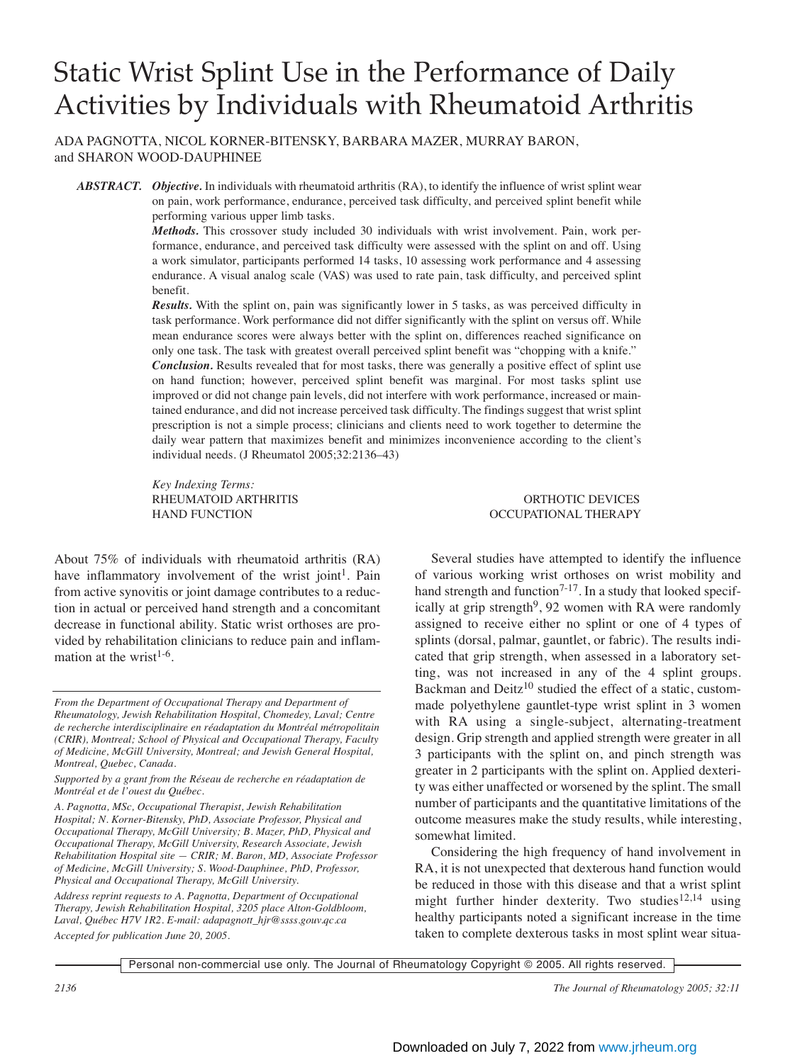# Static Wrist Splint Use in the Performance of Daily Activities by Individuals with Rheumatoid Arthritis

ADA PAGNOTTA, NICOL KORNER-BITENSKY, BARBARA MAZER, MURRAY BARON, and SHARON WOOD-DAUPHINEE

***ABSTRACT.*** ***Objective.*** In individuals with rheumatoid arthritis (RA), to identify the influence of wrist splint wear on pain, work performance, endurance, perceived task difficulty, and perceived splint benefit while performing various upper limb tasks.

***Methods.*** This crossover study included 30 individuals with wrist involvement. Pain, work performance, endurance, and perceived task difficulty were assessed with the splint on and off. Using a work simulator, participants performed 14 tasks, 10 assessing work performance and 4 assessing endurance. A visual analog scale (VAS) was used to rate pain, task difficulty, and perceived splint benefit.

***Results.*** With the splint on, pain was significantly lower in 5 tasks, as was perceived difficulty in task performance. Work performance did not differ significantly with the splint on versus off. While mean endurance scores were always better with the splint on, differences reached significance on only one task. The task with greatest overall perceived splint benefit was "chopping with a knife."

***Conclusion.*** Results revealed that for most tasks, there was generally a positive effect of splint use on hand function; however, perceived splint benefit was marginal. For most tasks splint use improved or did not change pain levels, did not interfere with work performance, increased or maintained endurance, and did not increase perceived task difficulty. The findings suggest that wrist splint prescription is not a simple process; clinicians and clients need to work together to determine the daily wear pattern that maximizes benefit and minimizes inconvenience according to the client's individual needs. (J Rheumatol 2005;32:2136–43)

*Key Indexing Terms:*
RHEUMATOID ARTHRITIS
HAND FUNCTION
ORTHOTIC DEVICES
OCCUPATIONAL THERAPY

About 75% of individuals with rheumatoid arthritis (RA) have inflammatory involvement of the wrist joint[1]. Pain from active synovitis or joint damage contributes to a reduction in actual or perceived hand strength and a concomitant decrease in functional ability. Static wrist orthoses are provided by rehabilitation clinicians to reduce pain and inflammation at the wrist[1-6].

*From the Department of Occupational Therapy and Department of Rheumatology, Jewish Rehabilitation Hospital, Chomedey, Laval; Centre de recherche interdisciplinaire en réadaptation du Montréal métropolitain (CRIR), Montreal; School of Physical and Occupational Therapy, Faculty of Medicine, McGill University, Montreal; and Jewish General Hospital, Montreal, Quebec, Canada.*

*Supported by a grant from the Réseau de recherche en réadaptation de Montréal et de l'ouest du Québec.*

*A. Pagnotta, MSc, Occupational Therapist, Jewish Rehabilitation Hospital; N. Korner-Bitensky, PhD, Associate Professor, Physical and Occupational Therapy, McGill University; B. Mazer, PhD, Physical and Occupational Therapy, McGill University, Research Associate, Jewish Rehabilitation Hospital site — CRIR; M. Baron, MD, Associate Professor of Medicine, McGill University; S. Wood-Dauphinee, PhD, Professor, Physical and Occupational Therapy, McGill University.*

*Address reprint requests to A. Pagnotta, Department of Occupational Therapy, Jewish Rehabilitation Hospital, 3205 place Alton-Goldbloom, Laval, Québec H7V 1R2. E-mail: adapagnott_hjr@ssss.gouv.qc.ca*

*Accepted for publication June 20, 2005.*

Several studies have attempted to identify the influence of various working wrist orthoses on wrist mobility and hand strength and function[7-17]. In a study that looked specifically at grip strength[9], 92 women with RA were randomly assigned to receive either no splint or one of 4 types of splints (dorsal, palmar, gauntlet, or fabric). The results indicated that grip strength, when assessed in a laboratory setting, was not increased in any of the 4 splint groups. Backman and Deitz[10] studied the effect of a static, custom-made polyethylene gauntlet-type wrist splint in 3 women with RA using a single-subject, alternating-treatment design. Grip strength and applied strength were greater in all 3 participants with the splint on, and pinch strength was greater in 2 participants with the splint on. Applied dexterity was either unaffected or worsened by the splint. The small number of participants and the quantitative limitations of the outcome measures make the study results, while interesting, somewhat limited.

Considering the high frequency of hand involvement in RA, it is not unexpected that dexterous hand function would be reduced in those with this disease and that a wrist splint might further hinder dexterity. Two studies[12,14] using healthy participants noted a significant increase in the time taken to complete dexterous tasks in most splint wear situa-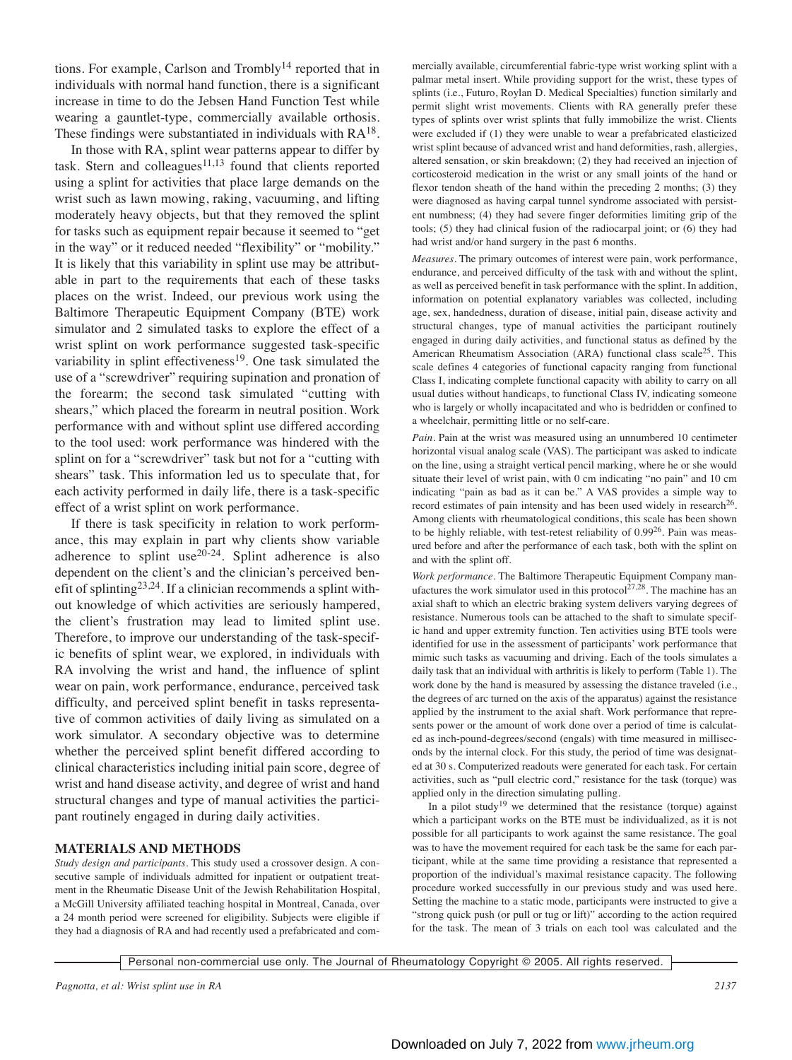tions. For example, Carlson and Trombly[14] reported that in individuals with normal hand function, there is a significant increase in time to do the Jebsen Hand Function Test while wearing a gauntlet-type, commercially available orthosis. These findings were substantiated in individuals with RA[18].

In those with RA, splint wear patterns appear to differ by task. Stern and colleagues[11,13] found that clients reported using a splint for activities that place large demands on the wrist such as lawn mowing, raking, vacuuming, and lifting moderately heavy objects, but that they removed the splint for tasks such as equipment repair because it seemed to "get in the way" or it reduced needed "flexibility" or "mobility." It is likely that this variability in splint use may be attributable in part to the requirements that each of these tasks places on the wrist. Indeed, our previous work using the Baltimore Therapeutic Equipment Company (BTE) work simulator and 2 simulated tasks to explore the effect of a wrist splint on work performance suggested task-specific variability in splint effectiveness[19]. One task simulated the use of a "screwdriver" requiring supination and pronation of the forearm; the second task simulated "cutting with shears," which placed the forearm in neutral position. Work performance with and without splint use differed according to the tool used: work performance was hindered with the splint on for a "screwdriver" task but not for a "cutting with shears" task. This information led us to speculate that, for each activity performed in daily life, there is a task-specific effect of a wrist splint on work performance.

If there is task specificity in relation to work performance, this may explain in part why clients show variable adherence to splint use[20-24]. Splint adherence is also dependent on the client's and the clinician's perceived benefit of splinting[23,24]. If a clinician recommends a splint without knowledge of which activities are seriously hampered, the client's frustration may lead to limited splint use. Therefore, to improve our understanding of the task-specific benefits of splint wear, we explored, in individuals with RA involving the wrist and hand, the influence of splint wear on pain, work performance, endurance, perceived task difficulty, and perceived splint benefit in tasks representative of common activities of daily living as simulated on a work simulator. A secondary objective was to determine whether the perceived splint benefit differed according to clinical characteristics including initial pain score, degree of wrist and hand disease activity, and degree of wrist and hand structural changes and type of manual activities the participant routinely engaged in during daily activities.

## MATERIALS AND METHODS

*Study design and participants.* This study used a crossover design. A consecutive sample of individuals admitted for inpatient or outpatient treatment in the Rheumatic Disease Unit of the Jewish Rehabilitation Hospital, a McGill University affiliated teaching hospital in Montreal, Canada, over a 24 month period were screened for eligibility. Subjects were eligible if they had a diagnosis of RA and had recently used a prefabricated and commercially available, circumferential fabric-type wrist working splint with a palmar metal insert. While providing support for the wrist, these types of splints (i.e., Futuro, Roylan D. Medical Specialties) function similarly and permit slight wrist movements. Clients with RA generally prefer these types of splints over wrist splints that fully immobilize the wrist. Clients were excluded if (1) they were unable to wear a prefabricated elasticized wrist splint because of advanced wrist and hand deformities, rash, allergies, altered sensation, or skin breakdown; (2) they had received an injection of corticosteroid medication in the wrist or any small joints of the hand or flexor tendon sheath of the hand within the preceding 2 months; (3) they were diagnosed as having carpal tunnel syndrome associated with persistent numbness; (4) they had severe finger deformities limiting grip of the tools; (5) they had clinical fusion of the radiocarpal joint; or (6) they had had wrist and/or hand surgery in the past 6 months.

*Measures.* The primary outcomes of interest were pain, work performance, endurance, and perceived difficulty of the task with and without the splint, as well as perceived benefit in task performance with the splint. In addition, information on potential explanatory variables was collected, including age, sex, handedness, duration of disease, initial pain, disease activity and structural changes, type of manual activities the participant routinely engaged in during daily activities, and functional status as defined by the American Rheumatism Association (ARA) functional class scale[25]. This scale defines 4 categories of functional capacity ranging from functional Class I, indicating complete functional capacity with ability to carry on all usual duties without handicaps, to functional Class IV, indicating someone who is largely or wholly incapacitated and who is bedridden or confined to a wheelchair, permitting little or no self-care.

*Pain.* Pain at the wrist was measured using an unnumbered 10 centimeter horizontal visual analog scale (VAS). The participant was asked to indicate on the line, using a straight vertical pencil marking, where he or she would situate their level of wrist pain, with 0 cm indicating "no pain" and 10 cm indicating "pain as bad as it can be." A VAS provides a simple way to record estimates of pain intensity and has been used widely in research[26]. Among clients with rheumatological conditions, this scale has been shown to be highly reliable, with test-retest reliability of 0.99[26]. Pain was measured before and after the performance of each task, both with the splint on and with the splint off.

*Work performance.* The Baltimore Therapeutic Equipment Company manufactures the work simulator used in this protocol[27,28]. The machine has an axial shaft to which an electric braking system delivers varying degrees of resistance. Numerous tools can be attached to the shaft to simulate specific hand and upper extremity function. Ten activities using BTE tools were identified for use in the assessment of participants' work performance that mimic such tasks as vacuuming and driving. Each of the tools simulates a daily task that an individual with arthritis is likely to perform (Table 1). The work done by the hand is measured by assessing the distance traveled (i.e., the degrees of arc turned on the axis of the apparatus) against the resistance applied by the instrument to the axial shaft. Work performance that represents power or the amount of work done over a period of time is calculated as inch-pound-degrees/second (engals) with time measured in milliseconds by the internal clock. For this study, the period of time was designated at 30 s. Computerized readouts were generated for each task. For certain activities, such as "pull electric cord," resistance for the task (torque) was applied only in the direction simulating pulling.

In a pilot study[19] we determined that the resistance (torque) against which a participant works on the BTE must be individualized, as it is not possible for all participants to work against the same resistance. The goal was to have the movement required for each task be the same for each participant, while at the same time providing a resistance that represented a proportion of the individual's maximal resistance capacity. The following procedure worked successfully in our previous study and was used here. Setting the machine to a static mode, participants were instructed to give a "strong quick push (or pull or tug or lift)" according to the action required for the task. The mean of 3 trials on each tool was calculated and the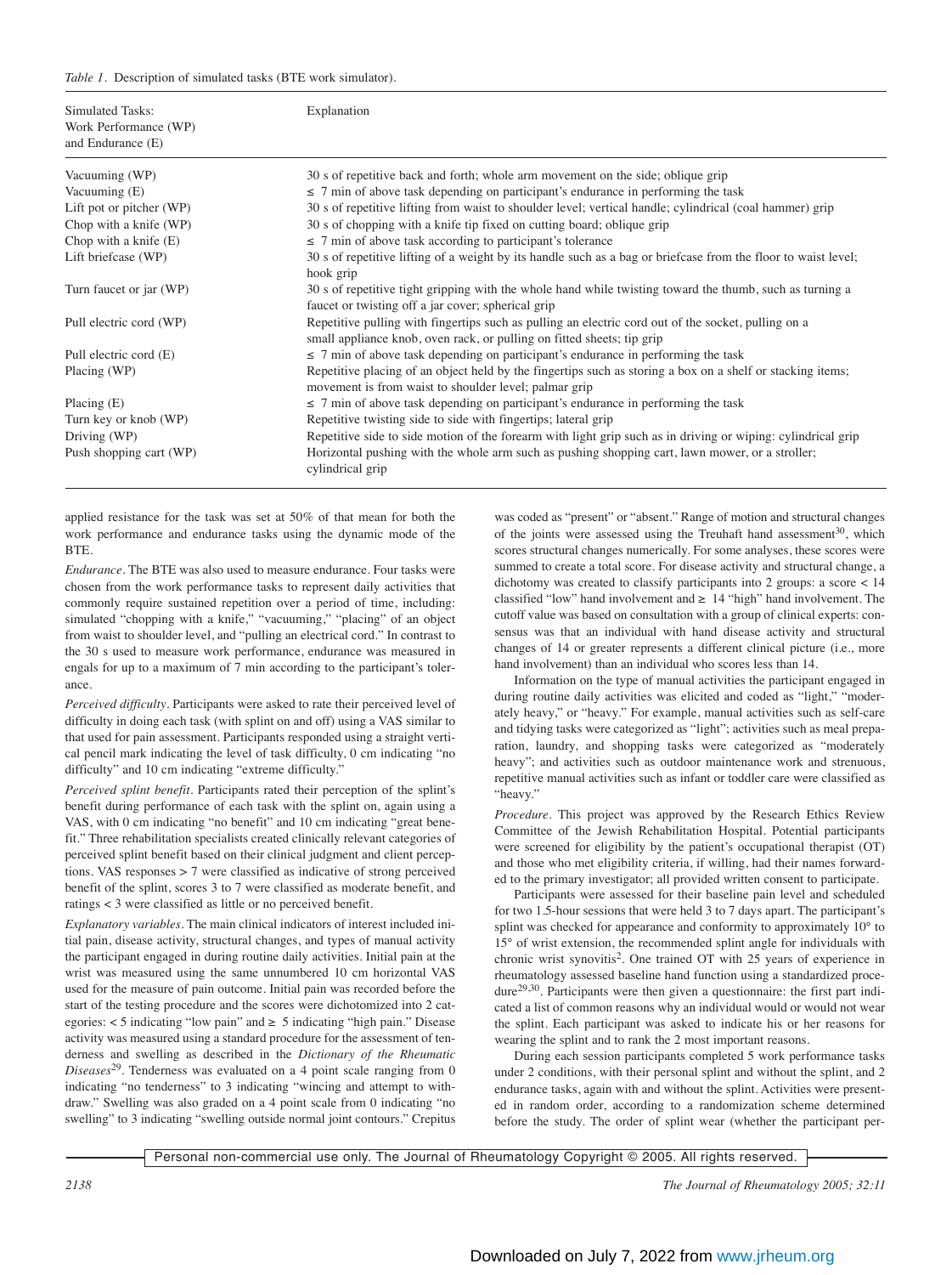*Table 1.* Description of simulated tasks (BTE work simulator).

| Simulated Tasks: Work Performance (WP) and Endurance (E) | Explanation |
|---|---|
| Vacuuming (WP) | 30 s of repetitive back and forth; whole arm movement on the side; oblique grip |
| Vacuuming (E) | ≤ 7 min of above task depending on participant's endurance in performing the task |
| Lift pot or pitcher (WP) | 30 s of repetitive lifting from waist to shoulder level; vertical handle; cylindrical (coal hammer) grip |
| Chop with a knife (WP) | 30 s of chopping with a knife tip fixed on cutting board; oblique grip |
| Chop with a knife (E) | ≤ 7 min of above task according to participant's tolerance |
| Lift briefcase (WP) | 30 s of repetitive lifting of a weight by its handle such as a bag or briefcase from the floor to waist level; hook grip |
| Turn faucet or jar (WP) | 30 s of repetitive tight gripping with the whole hand while twisting toward the thumb, such as turning a faucet or twisting off a jar cover; spherical grip |
| Pull electric cord (WP) | Repetitive pulling with fingertips such as pulling an electric cord out of the socket, pulling on a small appliance knob, oven rack, or pulling on fitted sheets; tip grip |
| Pull electric cord (E) | ≤ 7 min of above task depending on participant's endurance in performing the task |
| Placing (WP) | Repetitive placing of an object held by the fingertips such as storing a box on a shelf or stacking items; movement is from waist to shoulder level; palmar grip |
| Placing (E) | ≤ 7 min of above task depending on participant's endurance in performing the task |
| Turn key or knob (WP) | Repetitive twisting side to side with fingertips; lateral grip |
| Driving (WP) | Repetitive side to side motion of the forearm with light grip such as in driving or wiping: cylindrical grip |
| Push shopping cart (WP) | Horizontal pushing with the whole arm such as pushing shopping cart, lawn mower, or a stroller; cylindrical grip |

applied resistance for the task was set at 50% of that mean for both the work performance and endurance tasks using the dynamic mode of the BTE.

*Endurance.* The BTE was also used to measure endurance. Four tasks were chosen from the work performance tasks to represent daily activities that commonly require sustained repetition over a period of time, including: simulated "chopping with a knife," "vacuuming," "placing" of an object from waist to shoulder level, and "pulling an electrical cord." In contrast to the 30 s used to measure work performance, endurance was measured in engals for up to a maximum of 7 min according to the participant's tolerance.

*Perceived difficulty.* Participants were asked to rate their perceived level of difficulty in doing each task (with splint on and off) using a VAS similar to that used for pain assessment. Participants responded using a straight vertical pencil mark indicating the level of task difficulty, 0 cm indicating "no difficulty" and 10 cm indicating "extreme difficulty."

*Perceived splint benefit.* Participants rated their perception of the splint's benefit during performance of each task with the splint on, again using a VAS, with 0 cm indicating "no benefit" and 10 cm indicating "great benefit." Three rehabilitation specialists created clinically relevant categories of perceived splint benefit based on their clinical judgment and client perceptions. VAS responses > 7 were classified as indicative of strong perceived benefit of the splint, scores 3 to 7 were classified as moderate benefit, and ratings < 3 were classified as little or no perceived benefit.

*Explanatory variables.* The main clinical indicators of interest included initial pain, disease activity, structural changes, and types of manual activity the participant engaged in during routine daily activities. Initial pain at the wrist was measured using the same unnumbered 10 cm horizontal VAS used for the measure of pain outcome. Initial pain was recorded before the start of the testing procedure and the scores were dichotomized into 2 categories: < 5 indicating "low pain" and ≥ 5 indicating "high pain." Disease activity was measured using a standard procedure for the assessment of tenderness and swelling as described in the *Dictionary of the Rheumatic Diseases*[29]. Tenderness was evaluated on a 4 point scale ranging from 0 indicating "no tenderness" to 3 indicating "wincing and attempt to withdraw." Swelling was also graded on a 4 point scale from 0 indicating "no swelling" to 3 indicating "swelling outside normal joint contours." Crepitus was coded as "present" or "absent." Range of motion and structural changes of the joints were assessed using the Treuhaft hand assessment[30], which scores structural changes numerically. For some analyses, these scores were summed to create a total score. For disease activity and structural change, a dichotomy was created to classify participants into 2 groups: a score < 14 classified "low" hand involvement and ≥ 14 "high" hand involvement. The cutoff value was based on consultation with a group of clinical experts: consensus was that an individual with hand disease activity and structural changes of 14 or greater represents a different clinical picture (i.e., more hand involvement) than an individual who scores less than 14.

Information on the type of manual activities the participant engaged in during routine daily activities was elicited and coded as "light," "moderately heavy," or "heavy." For example, manual activities such as self-care and tidying tasks were categorized as "light"; activities such as meal preparation, laundry, and shopping tasks were categorized as "moderately heavy"; and activities such as outdoor maintenance work and strenuous, repetitive manual activities such as infant or toddler care were classified as "heavy."

*Procedure.* This project was approved by the Research Ethics Review Committee of the Jewish Rehabilitation Hospital. Potential participants were screened for eligibility by the patient's occupational therapist (OT) and those who met eligibility criteria, if willing, had their names forwarded to the primary investigator; all provided written consent to participate.

Participants were assessed for their baseline pain level and scheduled for two 1.5-hour sessions that were held 3 to 7 days apart. The participant's splint was checked for appearance and conformity to approximately 10° to 15° of wrist extension, the recommended splint angle for individuals with chronic wrist synovitis[2]. One trained OT with 25 years of experience in rheumatology assessed baseline hand function using a standardized procedure[29,30]. Participants were then given a questionnaire: the first part indicated a list of common reasons why an individual would or would not wear the splint. Each participant was asked to indicate his or her reasons for wearing the splint and to rank the 2 most important reasons.

During each session participants completed 5 work performance tasks under 2 conditions, with their personal splint and without the splint, and 2 endurance tasks, again with and without the splint. Activities were presented in random order, according to a randomization scheme determined before the study. The order of splint wear (whether the participant per-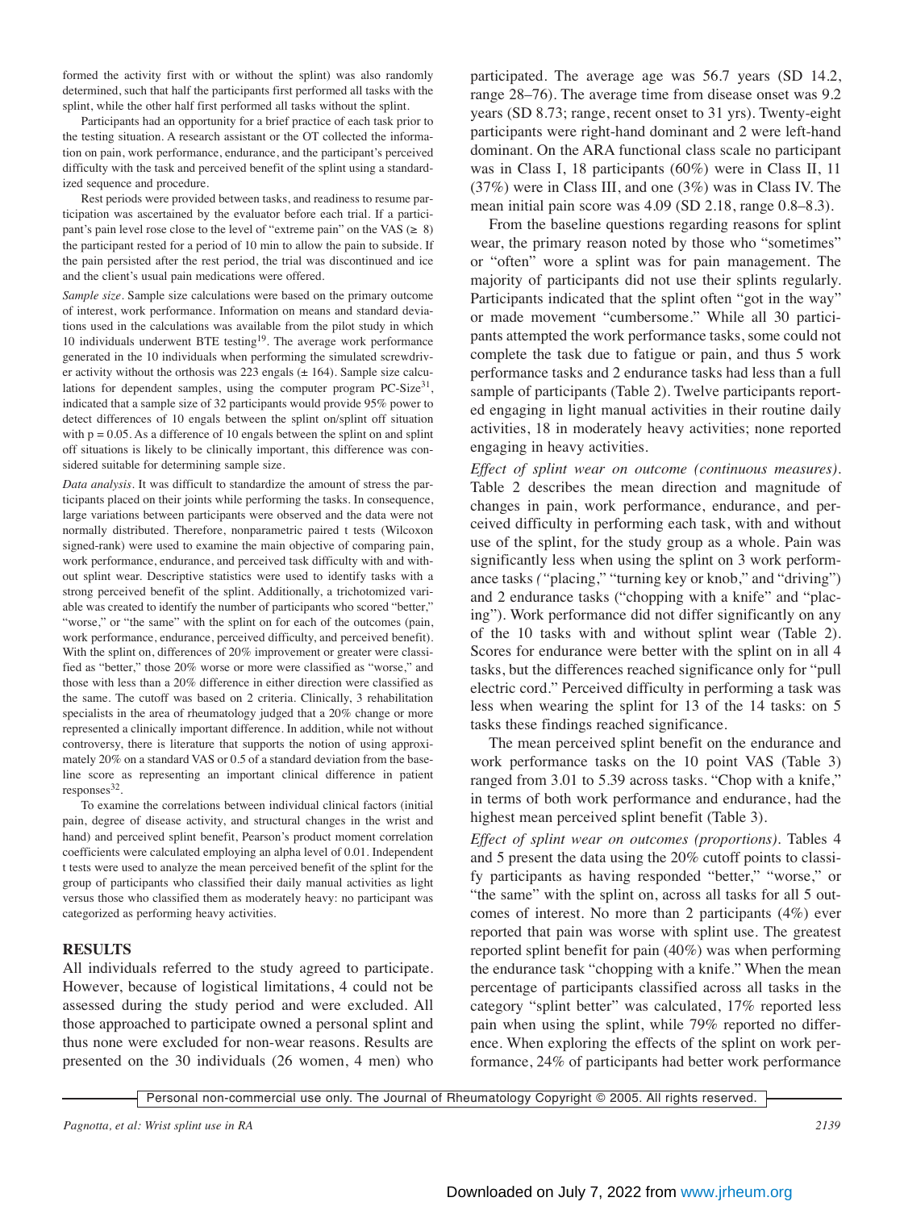formed the activity first with or without the splint) was also randomly determined, such that half the participants first performed all tasks with the splint, while the other half first performed all tasks without the splint.

Participants had an opportunity for a brief practice of each task prior to the testing situation. A research assistant or the OT collected the information on pain, work performance, endurance, and the participant's perceived difficulty with the task and perceived benefit of the splint using a standardized sequence and procedure.

Rest periods were provided between tasks, and readiness to resume participation was ascertained by the evaluator before each trial. If a participant's pain level rose close to the level of "extreme pain" on the VAS (≥ 8) the participant rested for a period of 10 min to allow the pain to subside. If the pain persisted after the rest period, the trial was discontinued and ice and the client's usual pain medications were offered.

*Sample size.* Sample size calculations were based on the primary outcome of interest, work performance. Information on means and standard deviations used in the calculations was available from the pilot study in which 10 individuals underwent BTE testing[19]. The average work performance generated in the 10 individuals when performing the simulated screwdriver activity without the orthosis was 223 engals (± 164). Sample size calculations for dependent samples, using the computer program PC-Size[31], indicated that a sample size of 32 participants would provide 95% power to detect differences of 10 engals between the splint on/splint off situation with p = 0.05. As a difference of 10 engals between the splint on and splint off situations is likely to be clinically important, this difference was considered suitable for determining sample size.

*Data analysis.* It was difficult to standardize the amount of stress the participants placed on their joints while performing the tasks. In consequence, large variations between participants were observed and the data were not normally distributed. Therefore, nonparametric paired t tests (Wilcoxon signed-rank) were used to examine the main objective of comparing pain, work performance, endurance, and perceived task difficulty with and without splint wear. Descriptive statistics were used to identify tasks with a strong perceived benefit of the splint. Additionally, a trichotomized variable was created to identify the number of participants who scored "better," "worse," or "the same" with the splint on for each of the outcomes (pain, work performance, endurance, perceived difficulty, and perceived benefit). With the splint on, differences of 20% improvement or greater were classified as "better," those 20% worse or more were classified as "worse," and those with less than a 20% difference in either direction were classified as the same. The cutoff was based on 2 criteria. Clinically, 3 rehabilitation specialists in the area of rheumatology judged that a 20% change or more represented a clinically important difference. In addition, while not without controversy, there is literature that supports the notion of using approximately 20% on a standard VAS or 0.5 of a standard deviation from the baseline score as representing an important clinical difference in patient responses[32].

To examine the correlations between individual clinical factors (initial pain, degree of disease activity, and structural changes in the wrist and hand) and perceived splint benefit, Pearson's product moment correlation coefficients were calculated employing an alpha level of 0.01. Independent t tests were used to analyze the mean perceived benefit of the splint for the group of participants who classified their daily manual activities as light versus those who classified them as moderately heavy: no participant was categorized as performing heavy activities.

## RESULTS

All individuals referred to the study agreed to participate. However, because of logistical limitations, 4 could not be assessed during the study period and were excluded. All those approached to participate owned a personal splint and thus none were excluded for non-wear reasons. Results are presented on the 30 individuals (26 women, 4 men) who participated. The average age was 56.7 years (SD 14.2, range 28–76). The average time from disease onset was 9.2 years (SD 8.73; range, recent onset to 31 yrs). Twenty-eight participants were right-hand dominant and 2 were left-hand dominant. On the ARA functional class scale no participant was in Class I, 18 participants (60%) were in Class II, 11 (37%) were in Class III, and one (3%) was in Class IV. The mean initial pain score was 4.09 (SD 2.18, range 0.8–8.3).

From the baseline questions regarding reasons for splint wear, the primary reason noted by those who "sometimes" or "often" wore a splint was for pain management. The majority of participants did not use their splints regularly. Participants indicated that the splint often "got in the way" or made movement "cumbersome." While all 30 participants attempted the work performance tasks, some could not complete the task due to fatigue or pain, and thus 5 work performance tasks and 2 endurance tasks had less than a full sample of participants (Table 2). Twelve participants reported engaging in light manual activities in their routine daily activities, 18 in moderately heavy activities; none reported engaging in heavy activities.

*Effect of splint wear on outcome (continuous measures).* Table 2 describes the mean direction and magnitude of changes in pain, work performance, endurance, and perceived difficulty in performing each task, with and without use of the splint, for the study group as a whole. Pain was significantly less when using the splint on 3 work performance tasks ("placing," "turning key or knob," and "driving") and 2 endurance tasks ("chopping with a knife" and "placing"). Work performance did not differ significantly on any of the 10 tasks with and without splint wear (Table 2). Scores for endurance were better with the splint on in all 4 tasks, but the differences reached significance only for "pull electric cord." Perceived difficulty in performing a task was less when wearing the splint for 13 of the 14 tasks: on 5 tasks these findings reached significance.

The mean perceived splint benefit on the endurance and work performance tasks on the 10 point VAS (Table 3) ranged from 3.01 to 5.39 across tasks. "Chop with a knife," in terms of both work performance and endurance, had the highest mean perceived splint benefit (Table 3).

*Effect of splint wear on outcomes (proportions).* Tables 4 and 5 present the data using the 20% cutoff points to classify participants as having responded "better," "worse," or "the same" with the splint on, across all tasks for all 5 outcomes of interest. No more than 2 participants (4%) ever reported that pain was worse with splint use. The greatest reported splint benefit for pain (40%) was when performing the endurance task "chopping with a knife." When the mean percentage of participants classified across all tasks in the category "splint better" was calculated, 17% reported less pain when using the splint, while 79% reported no difference. When exploring the effects of the splint on work performance, 24% of participants had better work performance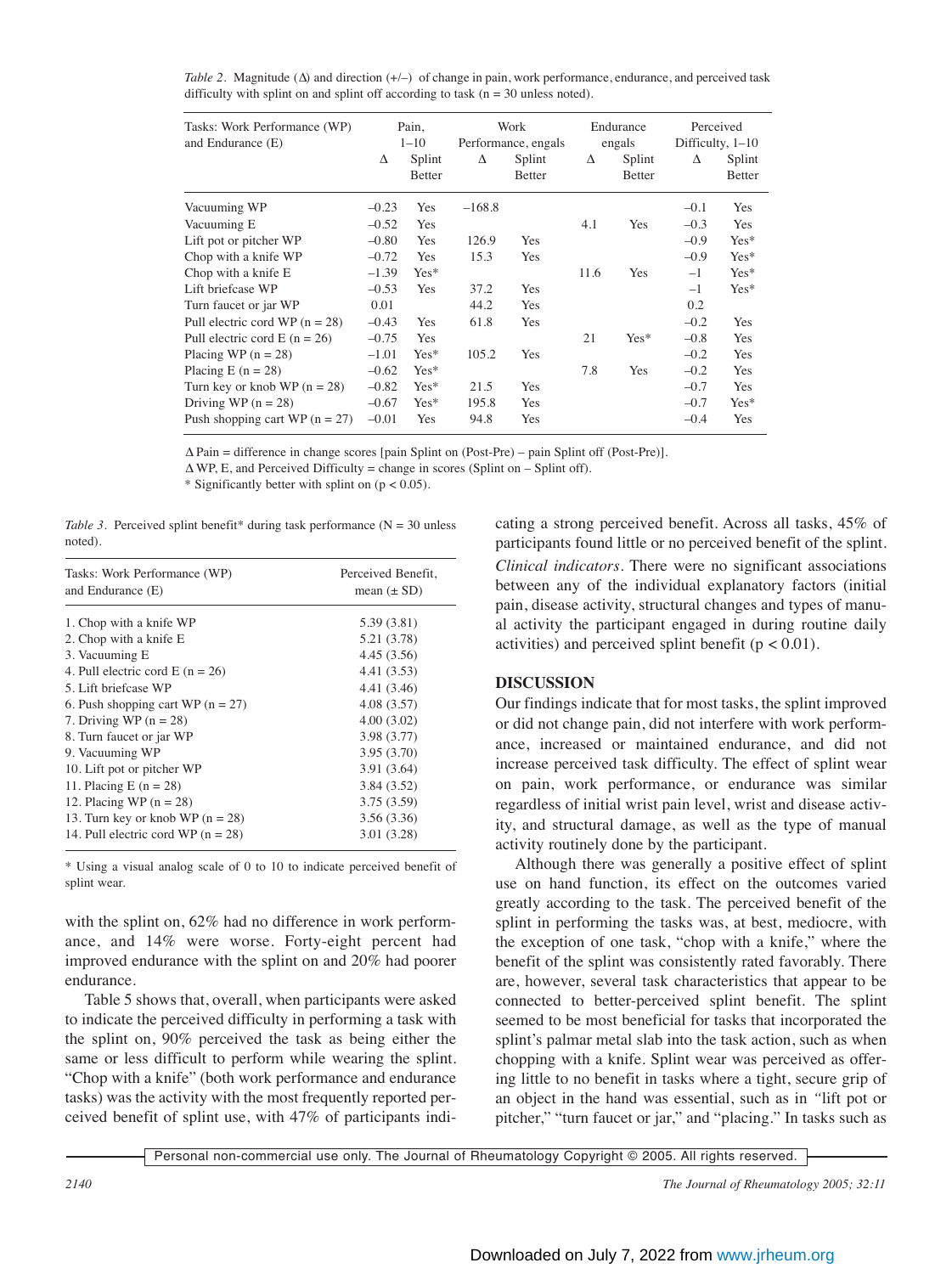*Table 2.* Magnitude (Δ) and direction (+/–) of change in pain, work performance, endurance, and perceived task difficulty with splint on and splint off according to task (n = 30 unless noted).

| Tasks: Work Performance (WP) and Endurance (E) | Pain, 1–10 | | Work Performance, engals | | Endurance engals | | Perceived Difficulty, 1–10 | |
|---|---|---|---|---|---|---|---|---|
| | Δ | Splint Better | Δ | Splint Better | Δ | Splint Better | Δ | Splint Better |
| Vacuuming WP | –0.23 | Yes | –168.8 | | | | –0.1 | Yes |
| Vacuuming E | –0.52 | Yes | | | 4.1 | Yes | –0.3 | Yes |
| Lift pot or pitcher WP | –0.80 | Yes | 126.9 | Yes | | | –0.9 | Yes* |
| Chop with a knife WP | –0.72 | Yes | 15.3 | Yes | | | –0.9 | Yes* |
| Chop with a knife E | –1.39 | Yes* | | | 11.6 | Yes | –1 | Yes* |
| Lift briefcase WP | –0.53 | Yes | 37.2 | Yes | | | –1 | Yes* |
| Turn faucet or jar WP | 0.01 | | 44.2 | Yes | | | 0.2 | |
| Pull electric cord WP (n = 28) | –0.43 | Yes | 61.8 | Yes | | | –0.2 | Yes |
| Pull electric cord E (n = 26) | –0.75 | Yes | | | 21 | Yes* | –0.8 | Yes |
| Placing WP (n = 28) | –1.01 | Yes* | 105.2 | Yes | | | –0.2 | Yes |
| Placing E (n = 28) | –0.62 | Yes* | | | 7.8 | Yes | –0.2 | Yes |
| Turn key or knob WP (n = 28) | –0.82 | Yes* | 21.5 | Yes | | | –0.7 | Yes |
| Driving WP (n = 28) | –0.67 | Yes* | 195.8 | Yes | | | –0.7 | Yes* |
| Push shopping cart WP (n = 27) | –0.01 | Yes | 94.8 | Yes | | | –0.4 | Yes |

Δ Pain = difference in change scores [pain Splint on (Post-Pre) – pain Splint off (Post-Pre)].
Δ WP, E, and Perceived Difficulty = change in scores (Splint on – Splint off).
* Significantly better with splint on ($p < 0.05$).

*Table 3.* Perceived splint benefit* during task performance (N = 30 unless noted).

| Tasks: Work Performance (WP) and Endurance (E) | Perceived Benefit, mean (± SD) |
|---|---|
| 1. Chop with a knife WP | 5.39 (3.81) |
| 2. Chop with a knife E | 5.21 (3.78) |
| 3. Vacuuming E | 4.45 (3.56) |
| 4. Pull electric cord E (n = 26) | 4.41 (3.53) |
| 5. Lift briefcase WP | 4.41 (3.46) |
| 6. Push shopping cart WP (n = 27) | 4.08 (3.57) |
| 7. Driving WP (n = 28) | 4.00 (3.02) |
| 8. Turn faucet or jar WP | 3.98 (3.77) |
| 9. Vacuuming WP | 3.95 (3.70) |
| 10. Lift pot or pitcher WP | 3.91 (3.64) |
| 11. Placing E (n = 28) | 3.84 (3.52) |
| 12. Placing WP (n = 28) | 3.75 (3.59) |
| 13. Turn key or knob WP (n = 28) | 3.56 (3.36) |
| 14. Pull electric cord WP (n = 28) | 3.01 (3.28) |

* Using a visual analog scale of 0 to 10 to indicate perceived benefit of splint wear.

with the splint on, 62% had no difference in work performance, and 14% were worse. Forty-eight percent had improved endurance with the splint on and 20% had poorer endurance.

Table 5 shows that, overall, when participants were asked to indicate the perceived difficulty in performing a task with the splint on, 90% perceived the task as being either the same or less difficult to perform while wearing the splint. "Chop with a knife" (both work performance and endurance tasks) was the activity with the most frequently reported perceived benefit of splint use, with 47% of participants indicating a strong perceived benefit. Across all tasks, 45% of participants found little or no perceived benefit of the splint.

*Clinical indicators.* There were no significant associations between any of the individual explanatory factors (initial pain, disease activity, structural changes and types of manual activity the participant engaged in during routine daily activities) and perceived splint benefit ($p < 0.01$).

## DISCUSSION

Our findings indicate that for most tasks, the splint improved or did not change pain, did not interfere with work performance, increased or maintained endurance, and did not increase perceived task difficulty. The effect of splint wear on pain, work performance, or endurance was similar regardless of initial wrist pain level, wrist and disease activity, and structural damage, as well as the type of manual activity routinely done by the participant.

Although there was generally a positive effect of splint use on hand function, its effect on the outcomes varied greatly according to the task. The perceived benefit of the splint in performing the tasks was, at best, mediocre, with the exception of one task, "chop with a knife," where the benefit of the splint was consistently rated favorably. There are, however, several task characteristics that appear to be connected to better-perceived splint benefit. The splint seemed to be most beneficial for tasks that incorporated the splint's palmar metal slab into the task action, such as when chopping with a knife. Splint wear was perceived as offering little to no benefit in tasks where a tight, secure grip of an object in the hand was essential, such as in "lift pot or pitcher," "turn faucet or jar," and "placing." In tasks such as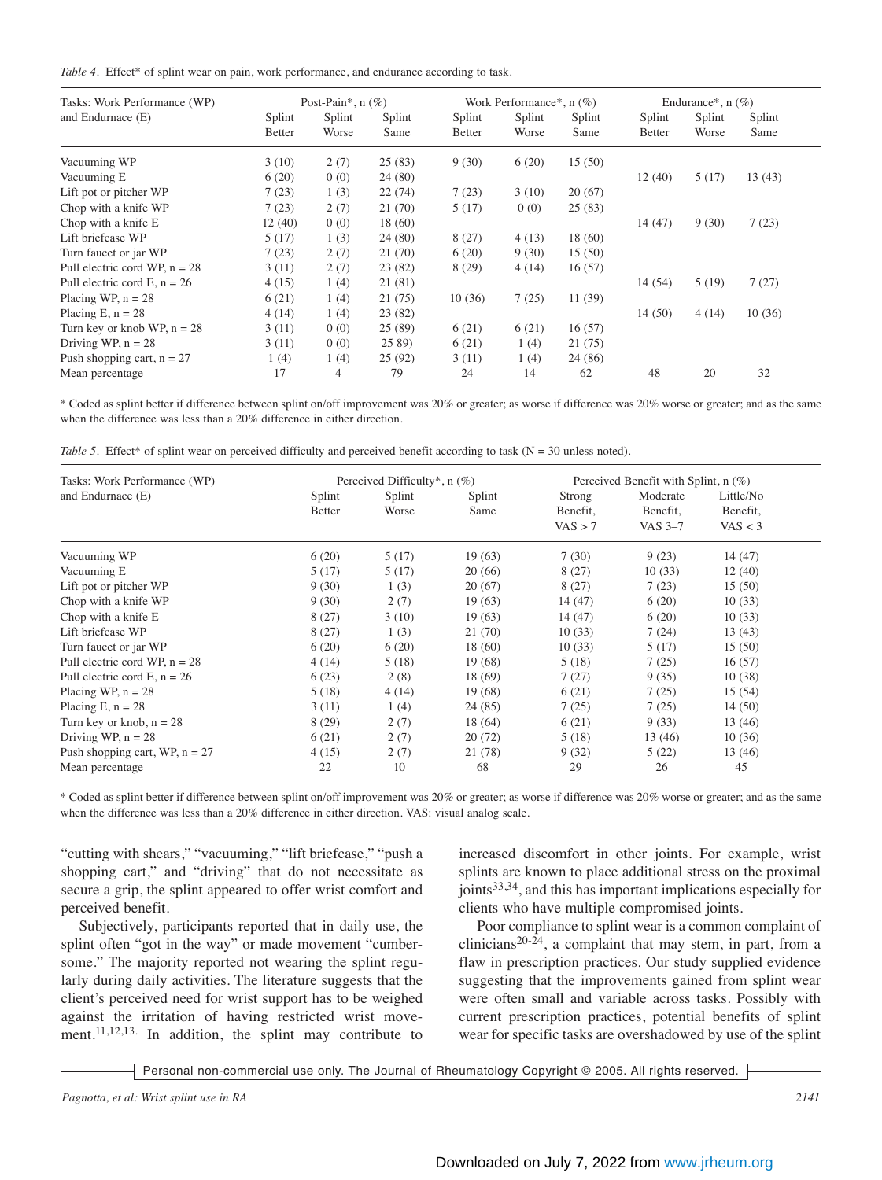*Table 4.* Effect* of splint wear on pain, work performance, and endurance according to task.

| Tasks: Work Performance (WP) and Endurance (E) | Post-Pain*, n (%) | | | Work Performance*, n (%) | | | Endurance*, n (%) | | |
|---|---|---|---|---|---|---|---|---|---|
| | Splint Better | Splint Worse | Splint Same | Splint Better | Splint Worse | Splint Same | Splint Better | Splint Worse | Splint Same |
| Vacuuming WP | 3 (10) | 2 (7) | 25 (83) | 9 (30) | 6 (20) | 15 (50) | | | |
| Vacuuming E | 6 (20) | 0 (0) | 24 (80) | | | | 12 (40) | 5 (17) | 13 (43) |
| Lift pot or pitcher WP | 7 (23) | 1 (3) | 22 (74) | 7 (23) | 3 (10) | 20 (67) | | | |
| Chop with a knife WP | 7 (23) | 2 (7) | 21 (70) | 5 (17) | 0 (0) | 25 (83) | | | |
| Chop with a knife E | 12 (40) | 0 (0) | 18 (60) | | | | 14 (47) | 9 (30) | 7 (23) |
| Lift briefcase WP | 5 (17) | 1 (3) | 24 (80) | 8 (27) | 4 (13) | 18 (60) | | | |
| Turn faucet or jar WP | 7 (23) | 2 (7) | 21 (70) | 6 (20) | 9 (30) | 15 (50) | | | |
| Pull electric cord WP, n = 28 | 3 (11) | 2 (7) | 23 (82) | 8 (29) | 4 (14) | 16 (57) | | | |
| Pull electric cord E, n = 26 | 4 (15) | 1 (4) | 21 (81) | | | | 14 (54) | 5 (19) | 7 (27) |
| Placing WP, n = 28 | 6 (21) | 1 (4) | 21 (75) | 10 (36) | 7 (25) | 11 (39) | | | |
| Placing E, n = 28 | 4 (14) | 1 (4) | 23 (82) | | | | 14 (50) | 4 (14) | 10 (36) |
| Turn key or knob WP, n = 28 | 3 (11) | 0 (0) | 25 (89) | 6 (21) | 6 (21) | 16 (57) | | | |
| Driving WP, n = 28 | 3 (11) | 0 (0) | 25 89) | 6 (21) | 1 (4) | 21 (75) | | | |
| Push shopping cart, n = 27 | 1 (4) | 1 (4) | 25 (92) | 3 (11) | 1 (4) | 24 (86) | | | |
| Mean percentage | 17 | 4 | 79 | 24 | 14 | 62 | 48 | 20 | 32 |

\* Coded as splint better if difference between splint on/off improvement was 20% or greater; as worse if difference was 20% worse or greater; and as the same when the difference was less than a 20% difference in either direction.

*Table 5.* Effect* of splint wear on perceived difficulty and perceived benefit according to task (N = 30 unless noted).

| Tasks: Work Performance (WP) and Endurance (E) | Perceived Difficulty*, n (%) | | | Perceived Benefit with Splint, n (%) | | |
|---|---|---|---|---|---|---|
| | Splint Better | Splint Worse | Splint Same | Strong Benefit, VAS > 7 | Moderate Benefit, VAS 3–7 | Little/No Benefit, VAS < 3 |
| Vacuuming WP | 6 (20) | 5 (17) | 19 (63) | 7 (30) | 9 (23) | 14 (47) |
| Vacuuming E | 5 (17) | 5 (17) | 20 (66) | 8 (27) | 10 (33) | 12 (40) |
| Lift pot or pitcher WP | 9 (30) | 1 (3) | 20 (67) | 8 (27) | 7 (23) | 15 (50) |
| Chop with a knife WP | 9 (30) | 2 (7) | 19 (63) | 14 (47) | 6 (20) | 10 (33) |
| Chop with a knife E | 8 (27) | 3 (10) | 19 (63) | 14 (47) | 6 (20) | 10 (33) |
| Lift briefcase WP | 8 (27) | 1 (3) | 21 (70) | 10 (33) | 7 (24) | 13 (43) |
| Turn faucet or jar WP | 6 (20) | 6 (20) | 18 (60) | 10 (33) | 5 (17) | 15 (50) |
| Pull electric cord WP, n = 28 | 4 (14) | 5 (18) | 19 (68) | 5 (18) | 7 (25) | 16 (57) |
| Pull electric cord E, n = 26 | 6 (23) | 2 (8) | 18 (69) | 7 (27) | 9 (35) | 10 (38) |
| Placing WP, n = 28 | 5 (18) | 4 (14) | 19 (68) | 6 (21) | 7 (25) | 15 (54) |
| Placing E, n = 28 | 3 (11) | 1 (4) | 24 (85) | 7 (25) | 7 (25) | 14 (50) |
| Turn key or knob, n = 28 | 8 (29) | 2 (7) | 18 (64) | 6 (21) | 9 (33) | 13 (46) |
| Driving WP, n = 28 | 6 (21) | 2 (7) | 20 (72) | 5 (18) | 13 (46) | 10 (36) |
| Push shopping cart, WP, n = 27 | 4 (15) | 2 (7) | 21 (78) | 9 (32) | 5 (22) | 13 (46) |
| Mean percentage | 22 | 10 | 68 | 29 | 26 | 45 |

\* Coded as splint better if difference between splint on/off improvement was 20% or greater; as worse if difference was 20% worse or greater; and as the same when the difference was less than a 20% difference in either direction. VAS: visual analog scale.

"cutting with shears," "vacuuming," "lift briefcase," "push a shopping cart," and "driving" that do not necessitate as secure a grip, the splint appeared to offer wrist comfort and perceived benefit.

Subjectively, participants reported that in daily use, the splint often "got in the way" or made movement "cumbersome." The majority reported not wearing the splint regularly during daily activities. The literature suggests that the client's perceived need for wrist support has to be weighed against the irritation of having restricted wrist movement.[11,12,13]. In addition, the splint may contribute to increased discomfort in other joints. For example, wrist splints are known to place additional stress on the proximal joints[33,34], and this has important implications especially for clients who have multiple compromised joints.

Poor compliance to splint wear is a common complaint of clinicians[20-24], a complaint that may stem, in part, from a flaw in prescription practices. Our study supplied evidence suggesting that the improvements gained from splint wear were often small and variable across tasks. Possibly with current prescription practices, potential benefits of splint wear for specific tasks are overshadowed by use of the splint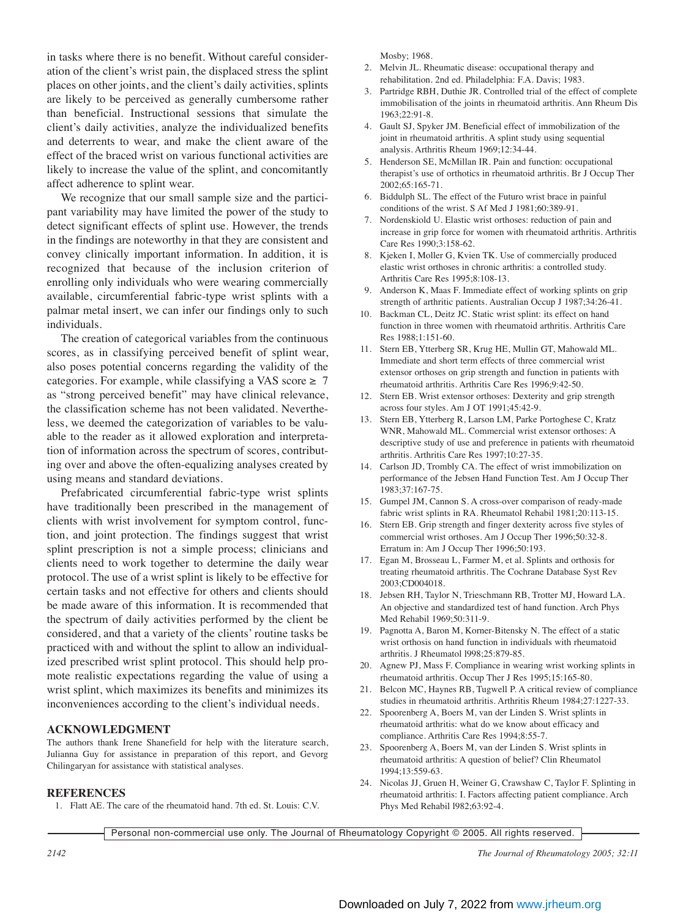in tasks where there is no benefit. Without careful consideration of the client's wrist pain, the displaced stress the splint places on other joints, and the client's daily activities, splints are likely to be perceived as generally cumbersome rather than beneficial. Instructional sessions that simulate the client's daily activities, analyze the individualized benefits and deterrents to wear, and make the client aware of the effect of the braced wrist on various functional activities are likely to increase the value of the splint, and concomitantly affect adherence to splint wear.

We recognize that our small sample size and the participant variability may have limited the power of the study to detect significant effects of splint use. However, the trends in the findings are noteworthy in that they are consistent and convey clinically important information. In addition, it is recognized that because of the inclusion criterion of enrolling only individuals who were wearing commercially available, circumferential fabric-type wrist splints with a palmar metal insert, we can infer our findings only to such individuals.

The creation of categorical variables from the continuous scores, as in classifying perceived benefit of splint wear, also poses potential concerns regarding the validity of the categories. For example, while classifying a VAS score ≥ 7 as "strong perceived benefit" may have clinical relevance, the classification scheme has not been validated. Nevertheless, we deemed the categorization of variables to be valuable to the reader as it allowed exploration and interpretation of information across the spectrum of scores, contributing over and above the often-equalizing analyses created by using means and standard deviations.

Prefabricated circumferential fabric-type wrist splints have traditionally been prescribed in the management of clients with wrist involvement for symptom control, function, and joint protection. The findings suggest that wrist splint prescription is not a simple process; clinicians and clients need to work together to determine the daily wear protocol. The use of a wrist splint is likely to be effective for certain tasks and not effective for others and clients should be made aware of this information. It is recommended that the spectrum of daily activities performed by the client be considered, and that a variety of the clients' routine tasks be practiced with and without the splint to allow an individualized prescribed wrist splint protocol. This should help promote realistic expectations regarding the value of using a wrist splint, which maximizes its benefits and minimizes its inconveniences according to the client's individual needs.

## ACKNOWLEDGMENT

The authors thank Irene Shanefield for help with the literature search, Julianna Guy for assistance in preparation of this report, and Gevorg Chilingaryan for assistance with statistical analyses.

## REFERENCES

1. Flatt AE. The care of the rheumatoid hand. 7th ed. St. Louis: C.V. Mosby; 1968.
2. Melvin JL. Rheumatic disease: occupational therapy and rehabilitation. 2nd ed. Philadelphia: F.A. Davis; 1983.
3. Partridge RBH, Duthie JR. Controlled trial of the effect of complete immobilisation of the joints in rheumatoid arthritis. Ann Rheum Dis 1963;22:91-8.
4. Gault SJ, Spyker JM. Beneficial effect of immobilization of the joint in rheumatoid arthritis. A splint study using sequential analysis. Arthritis Rheum 1969;12:34-44.
5. Henderson SE, McMillan IR. Pain and function: occupational therapist's use of orthotics in rheumatoid arthritis. Br J Occup Ther 2002;65:165-71.
6. Biddulph SL. The effect of the Futuro wrist brace in painful conditions of the wrist. S Af Med J 1981;60:389-91.
7. Nordenskiold U. Elastic wrist orthoses: reduction of pain and increase in grip force for women with rheumatoid arthritis. Arthritis Care Res 1990;3:158-62.
8. Kjeken I, Moller G, Kvien TK. Use of commercially produced elastic wrist orthoses in chronic arthritis: a controlled study. Arthritis Care Res 1995;8:108-13.
9. Anderson K, Maas F. Immediate effect of working splints on grip strength of arthritic patients. Australian Occup J 1987;34:26-41.
10. Backman CL, Deitz JC. Static wrist splint: its effect on hand function in three women with rheumatoid arthritis. Arthritis Care Res 1988;1:151-60.
11. Stern EB, Ytterberg SR, Krug HE, Mullin GT, Mahowald ML. Immediate and short term effects of three commercial wrist extensor orthoses on grip strength and function in patients with rheumatoid arthritis. Arthritis Care Res 1996;9:42-50.
12. Stern EB. Wrist extensor orthoses: Dexterity and grip strength across four styles. Am J OT 1991;45:42-9.
13. Stern EB, Ytterberg R, Larson LM, Parke Portoghese C, Kratz WNR, Mahowald ML. Commercial wrist extensor orthoses: A descriptive study of use and preference in patients with rheumatoid arthritis. Arthritis Care Res 1997;10:27-35.
14. Carlson JD, Trombly CA. The effect of wrist immobilization on performance of the Jebsen Hand Function Test. Am J Occup Ther 1983;37:167-75.
15. Gumpel JM, Cannon S. A cross-over comparison of ready-made fabric wrist splints in RA. Rheumatol Rehabil 1981;20:113-15.
16. Stern EB. Grip strength and finger dexterity across five styles of commercial wrist orthoses. Am J Occup Ther 1996;50:32-8. Erratum in: Am J Occup Ther 1996;50:193.
17. Egan M, Brosseau L, Farmer M, et al. Splints and orthosis for treating rheumatoid arthritis. The Cochrane Database Syst Rev 2003;CD004018.
18. Jebsen RH, Taylor N, Trieschmann RB, Trotter MJ, Howard LA. An objective and standardized test of hand function. Arch Phys Med Rehabil 1969;50:311-9.
19. Pagnotta A, Baron M, Korner-Bitensky N. The effect of a static wrist orthosis on hand function in individuals with rheumatoid arthritis. J Rheumatol l998;25:879-85.
20. Agnew PJ, Mass F. Compliance in wearing wrist working splints in rheumatoid arthritis. Occup Ther J Res 1995;15:165-80.
21. Belcon MC, Haynes RB, Tugwell P. A critical review of compliance studies in rheumatoid arthritis. Arthritis Rheum 1984;27:1227-33.
22. Spoorenberg A, Boers M, van der Linden S. Wrist splints in rheumatoid arthritis: what do we know about efficacy and compliance. Arthritis Care Res 1994;8:55-7.
23. Spoorenberg A, Boers M, van der Linden S. Wrist splints in rheumatoid arthritis: A question of belief? Clin Rheumatol 1994;13:559-63.
24. Nicolas JJ, Gruen H, Weiner G, Crawshaw C, Taylor F. Splinting in rheumatoid arthritis: I. Factors affecting patient compliance. Arch Phys Med Rehabil l982;63:92-4.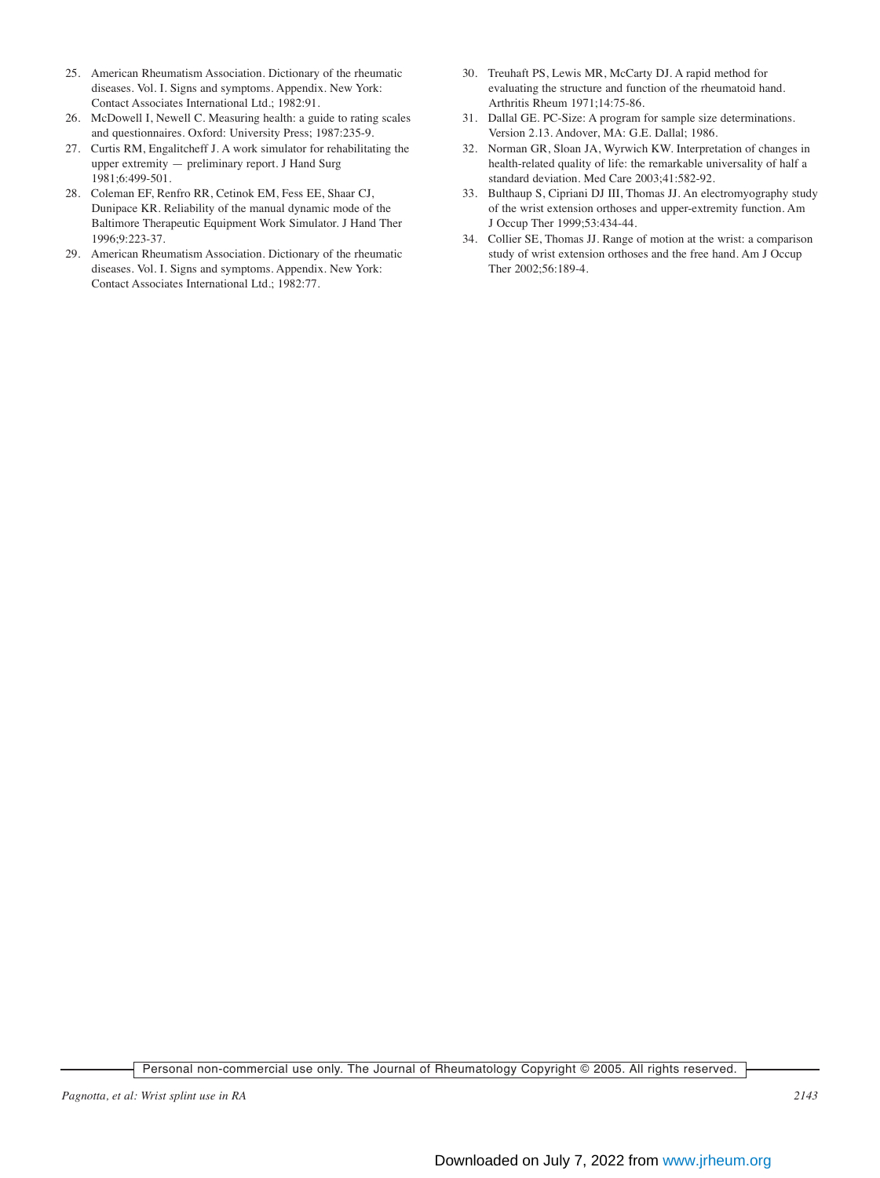25. American Rheumatism Association. Dictionary of the rheumatic diseases. Vol. I. Signs and symptoms. Appendix. New York: Contact Associates International Ltd.; 1982:91.
26. McDowell I, Newell C. Measuring health: a guide to rating scales and questionnaires. Oxford: University Press; 1987:235-9.
27. Curtis RM, Engalitcheff J. A work simulator for rehabilitating the upper extremity — preliminary report. J Hand Surg 1981;6:499-501.
28. Coleman EF, Renfro RR, Cetinok EM, Fess EE, Shaar CJ, Dunipace KR. Reliability of the manual dynamic mode of the Baltimore Therapeutic Equipment Work Simulator. J Hand Ther 1996;9:223-37.
29. American Rheumatism Association. Dictionary of the rheumatic diseases. Vol. I. Signs and symptoms. Appendix. New York: Contact Associates International Ltd.; 1982:77.
30. Treuhaft PS, Lewis MR, McCarty DJ. A rapid method for evaluating the structure and function of the rheumatoid hand. Arthritis Rheum 1971;14:75-86.
31. Dallal GE. PC-Size: A program for sample size determinations. Version 2.13. Andover, MA: G.E. Dallal; 1986.
32. Norman GR, Sloan JA, Wyrwich KW. Interpretation of changes in health-related quality of life: the remarkable universality of half a standard deviation. Med Care 2003;41:582-92.
33. Bulthaup S, Cipriani DJ III, Thomas JJ. An electromyography study of the wrist extension orthoses and upper-extremity function. Am J Occup Ther 1999;53:434-44.
34. Collier SE, Thomas JJ. Range of motion at the wrist: a comparison study of wrist extension orthoses and the free hand. Am J Occup Ther 2002;56:189-4.